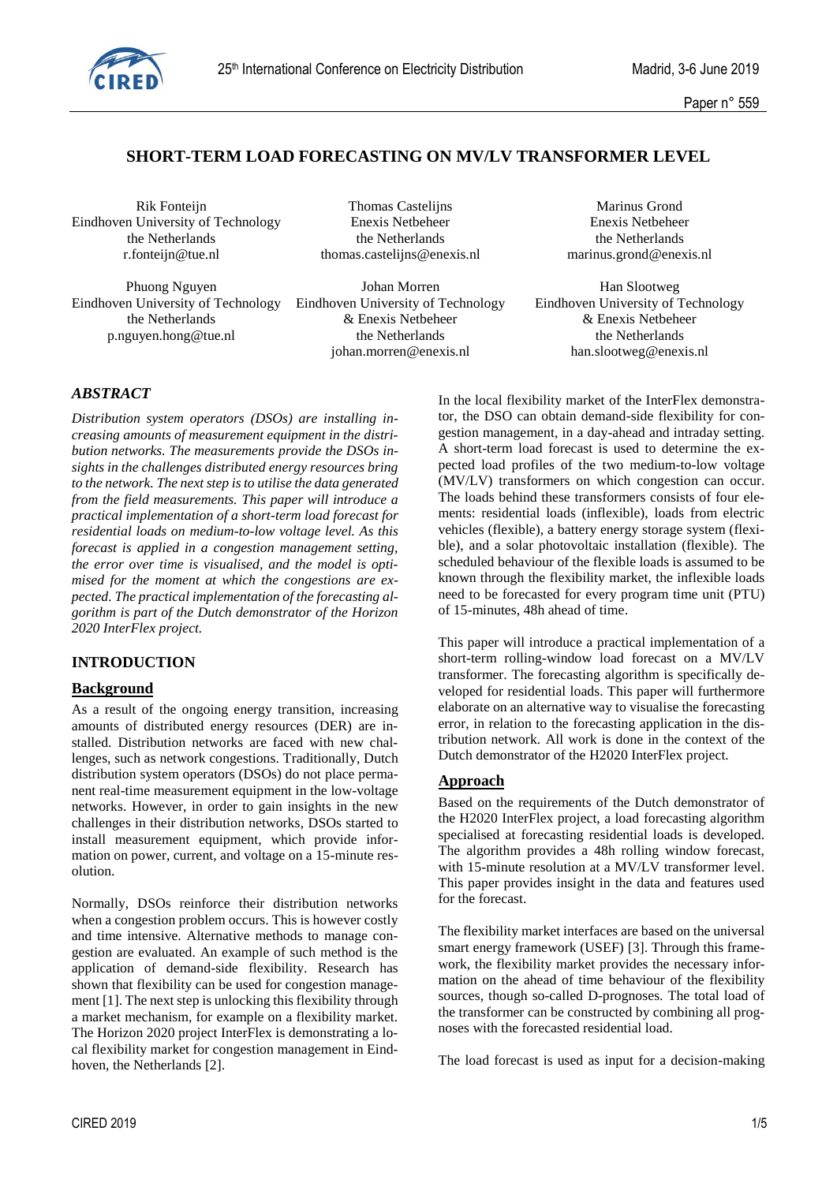# SHORT-TERM LOAD FORECASTING ON MV/LV TRANSFORMER LEVEL

Rik Fonteijn
Eindhoven University of Technology
the Netherlands
r.fonteijn@tue.nl

Thomas Castelijns
Enexis Netbeheer
the Netherlands
thomas.castelijns@enexis.nl

Marinus Grond
Enexis Netbeheer
the Netherlands
marinus.grond@enexis.nl

Phuong Nguyen
Eindhoven University of Technology
the Netherlands
p.nguyen.hong@tue.nl

Johan Morren
Eindhoven University of Technology
& Enexis Netbeheer
the Netherlands
johan.morren@enexis.nl

Han Slootweg
Eindhoven University of Technology
& Enexis Netbeheer
the Netherlands
han.slootweg@enexis.nl

## *ABSTRACT*

*Distribution system operators (DSOs) are installing increasing amounts of measurement equipment in the distribution networks. The measurements provide the DSOs insights in the challenges distributed energy resources bring to the network. The next step is to utilise the data generated from the field measurements. This paper will introduce a practical implementation of a short-term load forecast for residential loads on medium-to-low voltage level. As this forecast is applied in a congestion management setting, the error over time is visualised, and the model is optimised for the moment at which the congestions are expected. The practical implementation of the forecasting algorithm is part of the Dutch demonstrator of the Horizon 2020 InterFlex project.*

## INTRODUCTION

### Background

As a result of the ongoing energy transition, increasing amounts of distributed energy resources (DER) are installed. Distribution networks are faced with new challenges, such as network congestions. Traditionally, Dutch distribution system operators (DSOs) do not place permanent real-time measurement equipment in the low-voltage networks. However, in order to gain insights in the new challenges in their distribution networks, DSOs started to install measurement equipment, which provide information on power, current, and voltage on a 15-minute resolution.

Normally, DSOs reinforce their distribution networks when a congestion problem occurs. This is however costly and time intensive. Alternative methods to manage congestion are evaluated. An example of such method is the application of demand-side flexibility. Research has shown that flexibility can be used for congestion management [1]. The next step is unlocking this flexibility through a market mechanism, for example on a flexibility market. The Horizon 2020 project InterFlex is demonstrating a local flexibility market for congestion management in Eindhoven, the Netherlands [2].

In the local flexibility market of the InterFlex demonstrator, the DSO can obtain demand-side flexibility for congestion management, in a day-ahead and intraday setting. A short-term load forecast is used to determine the expected load profiles of the two medium-to-low voltage (MV/LV) transformers on which congestion can occur. The loads behind these transformers consists of four elements: residential loads (inflexible), loads from electric vehicles (flexible), a battery energy storage system (flexible), and a solar photovoltaic installation (flexible). The scheduled behaviour of the flexible loads is assumed to be known through the flexibility market, the inflexible loads need to be forecasted for every program time unit (PTU) of 15-minutes, 48h ahead of time.

This paper will introduce a practical implementation of a short-term rolling-window load forecast on a MV/LV transformer. The forecasting algorithm is specifically developed for residential loads. This paper will furthermore elaborate on an alternative way to visualise the forecasting error, in relation to the forecasting application in the distribution network. All work is done in the context of the Dutch demonstrator of the H2020 InterFlex project.

### Approach

Based on the requirements of the Dutch demonstrator of the H2020 InterFlex project, a load forecasting algorithm specialised at forecasting residential loads is developed. The algorithm provides a 48h rolling window forecast, with 15-minute resolution at a MV/LV transformer level. This paper provides insight in the data and features used for the forecast.

The flexibility market interfaces are based on the universal smart energy framework (USEF) [3]. Through this framework, the flexibility market provides the necessary information on the ahead of time behaviour of the flexibility sources, though so-called D-prognoses. The total load of the transformer can be constructed by combining all prognoses with the forecasted residential load.

The load forecast is used as input for a decision-making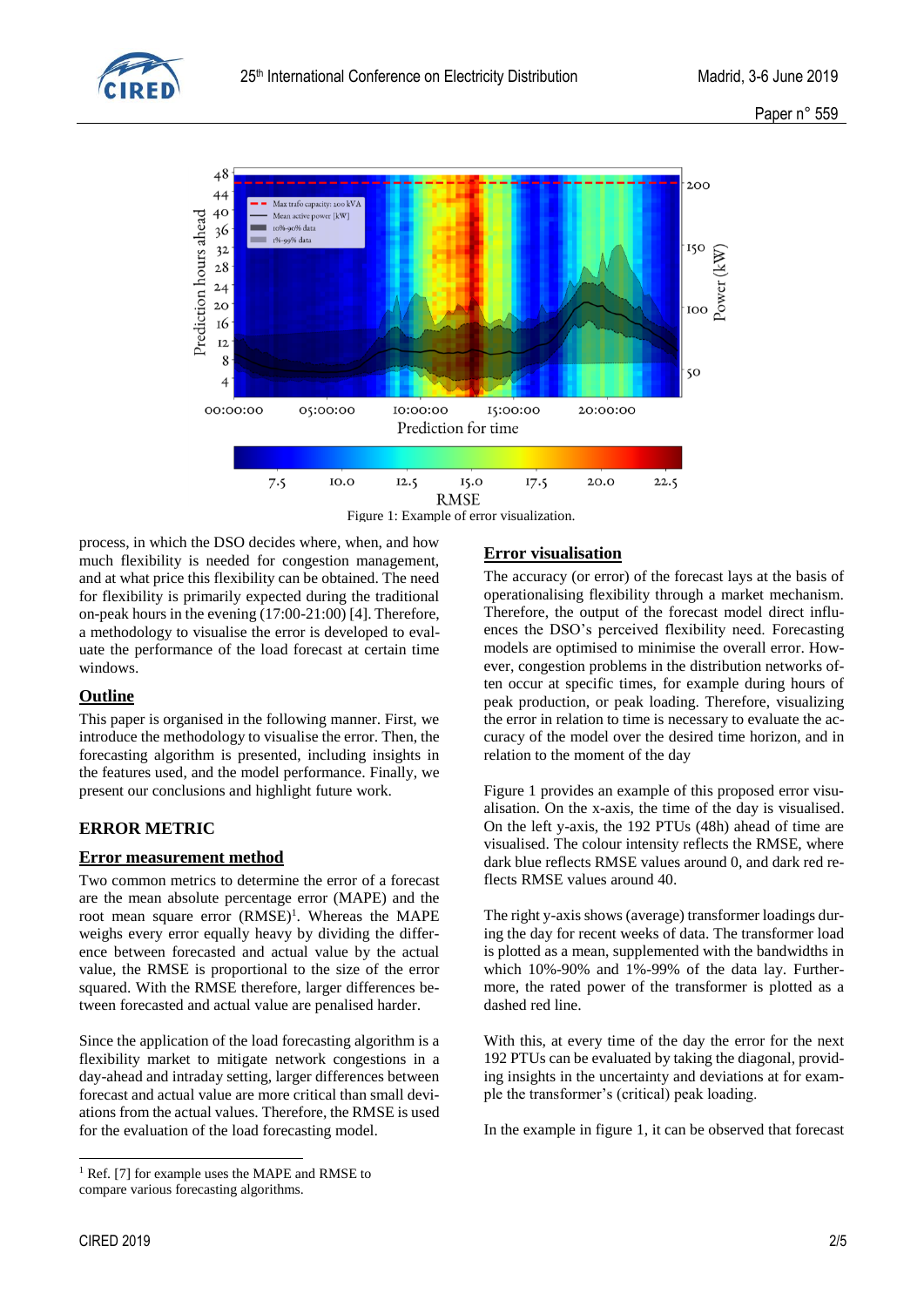Figure 1: Example of error visualization.

process, in which the DSO decides where, when, and how much flexibility is needed for congestion management, and at what price this flexibility can be obtained. The need for flexibility is primarily expected during the traditional on-peak hours in the evening (17:00-21:00) [4]. Therefore, a methodology to visualise the error is developed to evaluate the performance of the load forecast at certain time windows.

### Outline

This paper is organised in the following manner. First, we introduce the methodology to visualise the error. Then, the forecasting algorithm is presented, including insights in the features used, and the model performance. Finally, we present our conclusions and highlight future work.

## ERROR METRIC

### Error measurement method

Two common metrics to determine the error of a forecast are the mean absolute percentage error (MAPE) and the root mean square error (RMSE)[1]. Whereas the MAPE weighs every error equally heavy by dividing the difference between forecasted and actual value by the actual value, the RMSE is proportional to the size of the error squared. With the RMSE therefore, larger differences between forecasted and actual value are penalised harder.

Since the application of the load forecasting algorithm is a flexibility market to mitigate network congestions in a day-ahead and intraday setting, larger differences between forecast and actual value are more critical than small deviations from the actual values. Therefore, the RMSE is used for the evaluation of the load forecasting model.

### Error visualisation

The accuracy (or error) of the forecast lays at the basis of operationalising flexibility through a market mechanism. Therefore, the output of the forecast model direct influences the DSO's perceived flexibility need. Forecasting models are optimised to minimise the overall error. However, congestion problems in the distribution networks often occur at specific times, for example during hours of peak production, or peak loading. Therefore, visualizing the error in relation to time is necessary to evaluate the accuracy of the model over the desired time horizon, and in relation to the moment of the day

Figure 1 provides an example of this proposed error visualisation. On the x-axis, the time of the day is visualised. On the left y-axis, the 192 PTUs (48h) ahead of time are visualised. The colour intensity reflects the RMSE, where dark blue reflects RMSE values around 0, and dark red reflects RMSE values around 40.

The right y-axis shows (average) transformer loadings during the day for recent weeks of data. The transformer load is plotted as a mean, supplemented with the bandwidths in which 10%-90% and 1%-99% of the data lay. Furthermore, the rated power of the transformer is plotted as a dashed red line.

With this, at every time of the day the error for the next 192 PTUs can be evaluated by taking the diagonal, providing insights in the uncertainty and deviations at for example the transformer's (critical) peak loading.

In the example in figure 1, it can be observed that forecast

[1] Ref. [7] for example uses the MAPE and RMSE to compare various forecasting algorithms.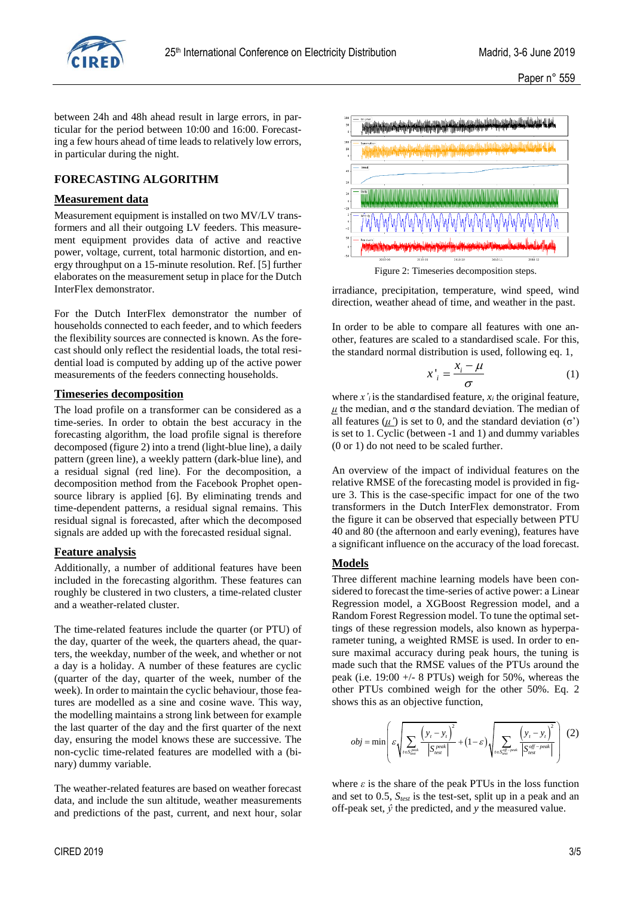between 24h and 48h ahead result in large errors, in particular for the period between 10:00 and 16:00. Forecasting a few hours ahead of time leads to relatively low errors, in particular during the night.

## FORECASTING ALGORITHM

### Measurement data

Measurement equipment is installed on two MV/LV transformers and all their outgoing LV feeders. This measurement equipment provides data of active and reactive power, voltage, current, total harmonic distortion, and energy throughput on a 15-minute resolution. Ref. [5] further elaborates on the measurement setup in place for the Dutch InterFlex demonstrator.

For the Dutch InterFlex demonstrator the number of households connected to each feeder, and to which feeders the flexibility sources are connected is known. As the forecast should only reflect the residential loads, the total residential load is computed by adding up of the active power measurements of the feeders connecting households.

### Timeseries decomposition

The load profile on a transformer can be considered as a time-series. In order to obtain the best accuracy in the forecasting algorithm, the load profile signal is therefore decomposed (figure 2) into a trend (light-blue line), a daily pattern (green line), a weekly pattern (dark-blue line), and a residual signal (red line). For the decomposition, a decomposition method from the Facebook Prophet open-source library is applied [6]. By eliminating trends and time-dependent patterns, a residual signal remains. This residual signal is forecasted, after which the decomposed signals are added up with the forecasted residual signal.

### Feature analysis

Additionally, a number of additional features have been included in the forecasting algorithm. These features can roughly be clustered in two clusters, a time-related cluster and a weather-related cluster.

The time-related features include the quarter (or PTU) of the day, quarter of the week, the quarters ahead, the quarters, the weekday, number of the week, and whether or not a day is a holiday. A number of these features are cyclic (quarter of the day, quarter of the week, number of the week). In order to maintain the cyclic behaviour, those features are modelled as a sine and cosine wave. This way, the modelling maintains a strong link between for example the last quarter of the day and the first quarter of the next day, ensuring the model knows these are successive. The non-cyclic time-related features are modelled with a (binary) dummy variable.

The weather-related features are based on weather forecast data, and include the sun altitude, weather measurements and predictions of the past, current, and next hour, solar irradiance, precipitation, temperature, wind speed, wind direction, weather ahead of time, and weather in the past.

Figure 2: Timeseries decomposition steps.

In order to be able to compare all features with one another, features are scaled to a standardised scale. For this, the standard normal distribution is used, following eq. 1,

$$x'_i = \frac{x_i - \mu}{\sigma} \tag{1}$$

where $x'_i$ is the standardised feature, $x_i$ the original feature, $\underline{\mu}$ the median, and $\sigma$ the standard deviation. The median of all features ($\underline{\mu}'$) is set to 0, and the standard deviation ($\sigma$') is set to 1. Cyclic (between -1 and 1) and dummy variables (0 or 1) do not need to be scaled further.

An overview of the impact of individual features on the relative RMSE of the forecasting model is provided in figure 3. This is the case-specific impact for one of the two transformers in the Dutch InterFlex demonstrator. From the figure it can be observed that especially between PTU 40 and 80 (the afternoon and early evening), features have a significant influence on the accuracy of the load forecast.

### Models

Three different machine learning models have been considered to forecast the time-series of active power: a Linear Regression model, a XGBoost Regression model, and a Random Forest Regression model. To tune the optimal settings of these regression models, also known as hyperparameter tuning, a weighted RMSE is used. In order to ensure maximal accuracy during peak hours, the tuning is made such that the RMSE values of the PTUs around the peak (i.e. 19:00 +/- 8 PTUs) weigh for 50%, whereas the other PTUs combined weigh for the other 50%. Eq. 2 shows this as an objective function,

$$obj = \min\left( \varepsilon \sqrt{\sum_{t \in S_{test}^{peak}} \frac{\left(y_t - \hat{y}_t\right)^2}{\left|S_{test}^{peak}\right|}} + (1-\varepsilon)\sqrt{\sum_{t \in S_{test}^{off-peak}} \frac{\left(y_t - \hat{y}_t\right)^2}{\left|S_{test}^{off-peak}\right|}} \right) \tag{2}$$

where $\varepsilon$ is the share of the peak PTUs in the loss function and set to 0.5, $S_{test}$ is the test-set, split up in a peak and an off-peak set, $\hat{y}$ the predicted, and $y$ the measured value.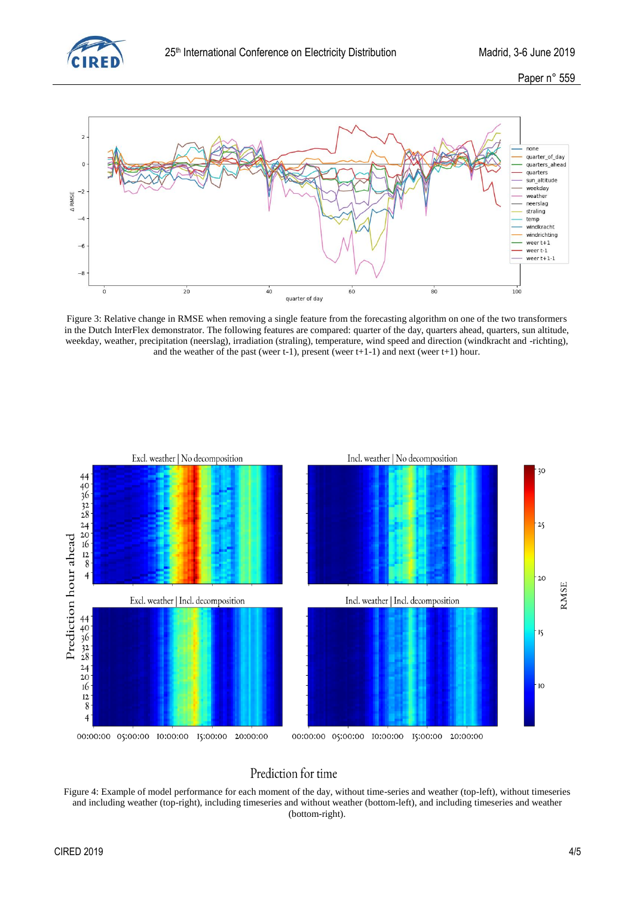Figure 3: Relative change in RMSE when removing a single feature from the forecasting algorithm on one of the two transformers in the Dutch InterFlex demonstrator. The following features are compared: quarter of the day, quarters ahead, quarters, sun altitude, weekday, weather, precipitation (neerslag), irradiation (straling), temperature, wind speed and direction (windkracht and -richting), and the weather of the past (weer t-1), present (weer t+1-1) and next (weer t+1) hour.

Figure 4: Example of model performance for each moment of the day, without time-series and weather (top-left), without timeseries and including weather (top-right), including timeseries and without weather (bottom-left), and including timeseries and weather (bottom-right).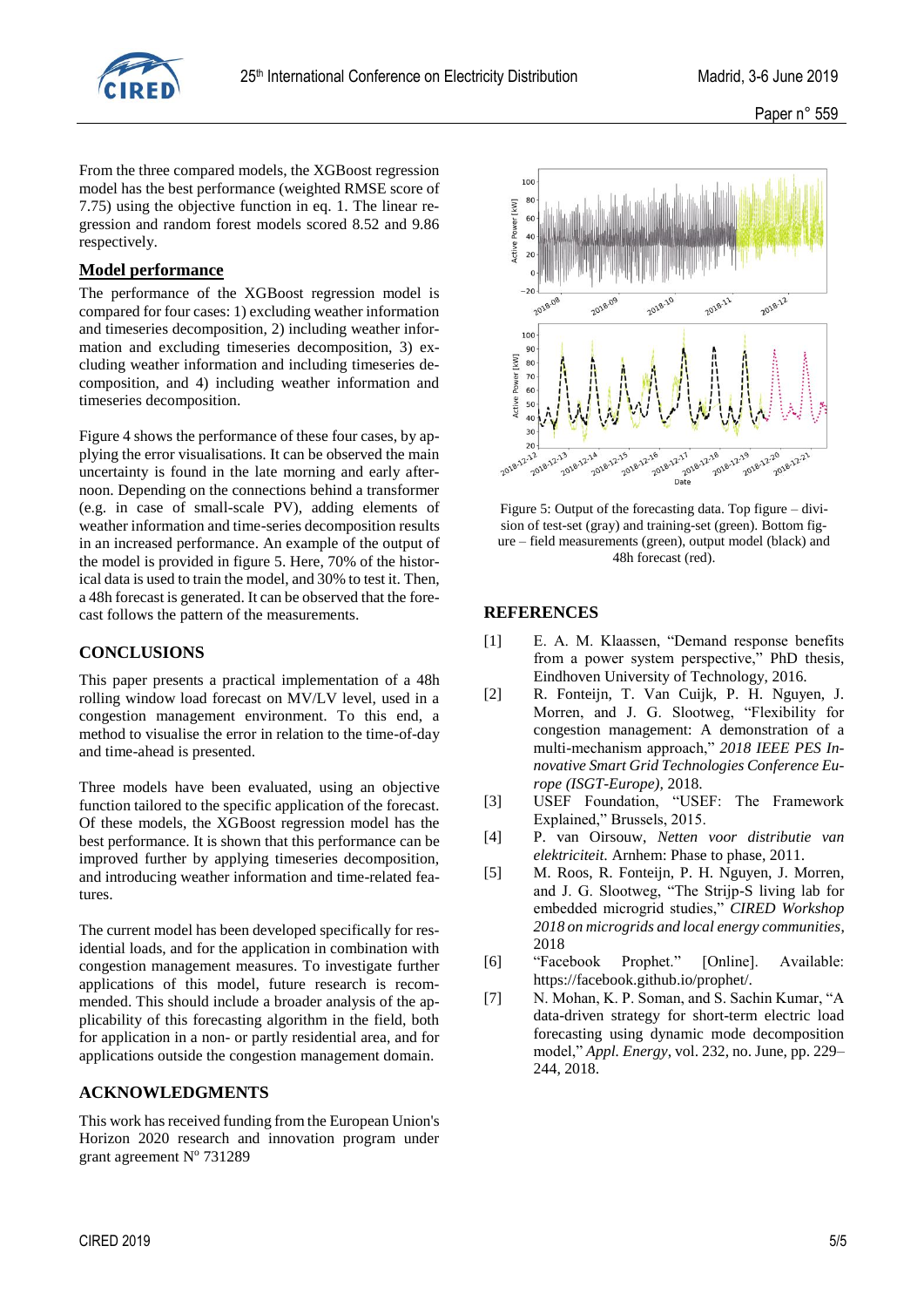From the three compared models, the XGBoost regression model has the best performance (weighted RMSE score of 7.75) using the objective function in eq. 1. The linear regression and random forest models scored 8.52 and 9.86 respectively.

### Model performance

The performance of the XGBoost regression model is compared for four cases: 1) excluding weather information and timeseries decomposition, 2) including weather information and excluding timeseries decomposition, 3) excluding weather information and including timeseries decomposition, and 4) including weather information and timeseries decomposition.

Figure 4 shows the performance of these four cases, by applying the error visualisations. It can be observed the main uncertainty is found in the late morning and early afternoon. Depending on the connections behind a transformer (e.g. in case of small-scale PV), adding elements of weather information and time-series decomposition results in an increased performance. An example of the output of the model is provided in figure 5. Here, 70% of the historical data is used to train the model, and 30% to test it. Then, a 48h forecast is generated. It can be observed that the forecast follows the pattern of the measurements.

## CONCLUSIONS

This paper presents a practical implementation of a 48h rolling window load forecast on MV/LV level, used in a congestion management environment. To this end, a method to visualise the error in relation to the time-of-day and time-ahead is presented.

Three models have been evaluated, using an objective function tailored to the specific application of the forecast. Of these models, the XGBoost regression model has the best performance. It is shown that this performance can be improved further by applying timeseries decomposition, and introducing weather information and time-related features.

The current model has been developed specifically for residential loads, and for the application in combination with congestion management measures. To investigate further applications of this model, future research is recommended. This should include a broader analysis of the applicability of this forecasting algorithm in the field, both for application in a non- or partly residential area, and for applications outside the congestion management domain.

## ACKNOWLEDGMENTS

This work has received funding from the European Union's Horizon 2020 research and innovation program under grant agreement Nº 731289

Active Power [kW]
100
80
60
40
20
0
−20
2018-08
2018-09
2018-10
2018-11
2018-12

Active Power [kW]
100
90
80
70
60
50
40
30
20
2018-12-12
2018-12-13
2018-12-14
2018-12-15
2018-12-16
2018-12-17
2018-12-18
2018-12-19
2018-12-20
2018-12-21
Date

Figure 5: Output of the forecasting data. Top figure – division of test-set (gray) and training-set (green). Bottom figure – field measurements (green), output model (black) and 48h forecast (red).

## REFERENCES

[1] E. A. M. Klaassen, "Demand response benefits from a power system perspective," PhD thesis, Eindhoven University of Technology, 2016.

[2] R. Fonteijn, T. Van Cuijk, P. H. Nguyen, J. Morren, and J. G. Slootweg, "Flexibility for congestion management: A demonstration of a multi-mechanism approach," *2018 IEEE PES Innovative Smart Grid Technologies Conference Europe (ISGT-Europe)*, 2018.

[3] USEF Foundation, "USEF: The Framework Explained," Brussels, 2015.

[4] P. van Oirsouw, *Netten voor distributie van elektriciteit*. Arnhem: Phase to phase, 2011.

[5] M. Roos, R. Fonteijn, P. H. Nguyen, J. Morren, and J. G. Slootweg, "The Strijp-S living lab for embedded microgrid studies," *CIRED Workshop 2018 on microgrids and local energy communities*, 2018

[6] "Facebook Prophet." [Online]. Available: https://facebook.github.io/prophet/.

[7] N. Mohan, K. P. Soman, and S. Sachin Kumar, "A data-driven strategy for short-term electric load forecasting using dynamic mode decomposition model," *Appl. Energy*, vol. 232, no. June, pp. 229–244, 2018.